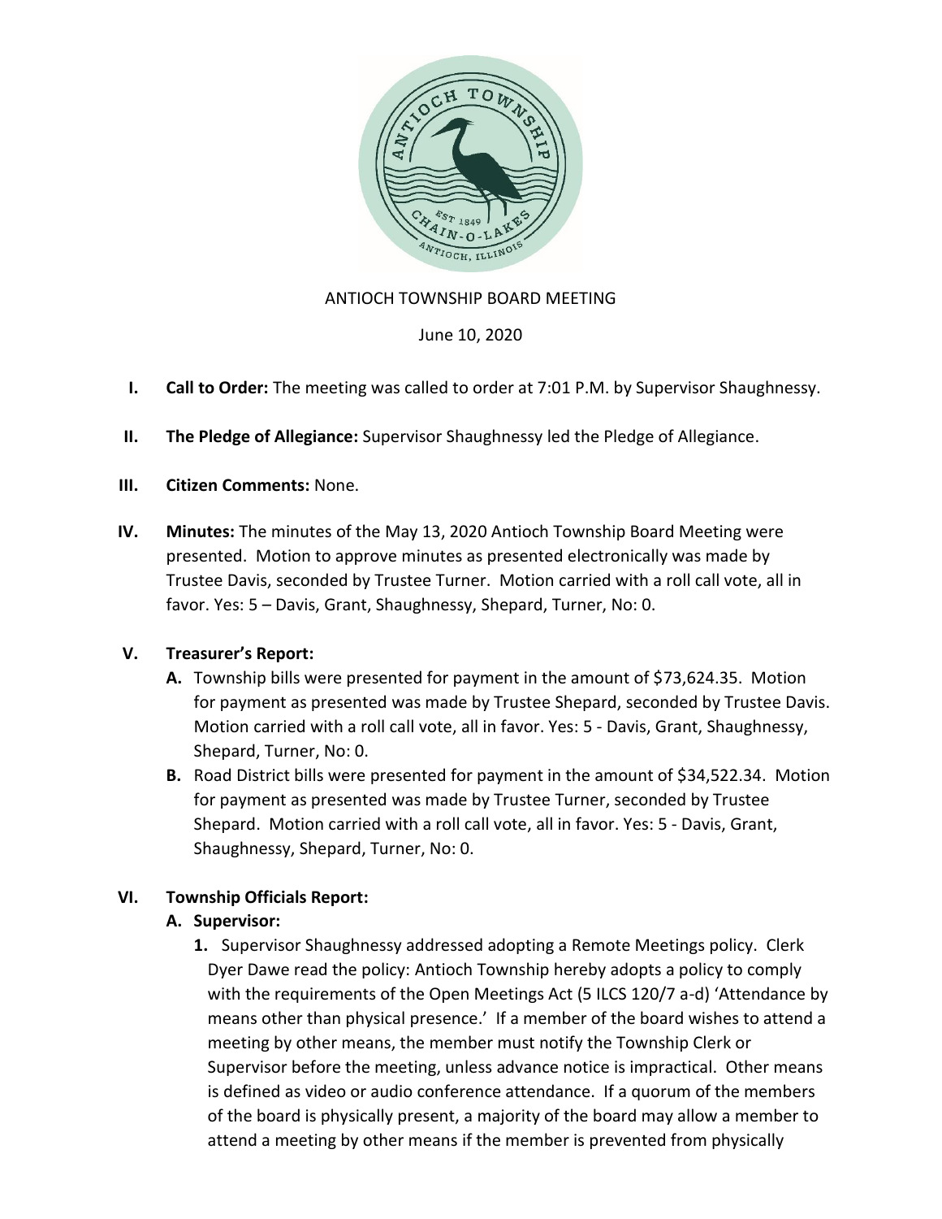ANTIOCH TOWNSHIP BOARD MEETING

June 10, 2020

**I. Call to Order:** The meeting was called to order at 7:01 P.M. by Supervisor Shaughnessy.

**II. The Pledge of Allegiance:** Supervisor Shaughnessy led the Pledge of Allegiance.

**III. Citizen Comments:** None.

**IV. Minutes:** The minutes of the May 13, 2020 Antioch Township Board Meeting were presented. Motion to approve minutes as presented electronically was made by Trustee Davis, seconded by Trustee Turner. Motion carried with a roll call vote, all in favor. Yes: 5 – Davis, Grant, Shaughnessy, Shepard, Turner, No: 0.

**V. Treasurer's Report:**

- **A.** Township bills were presented for payment in the amount of $73,624.35. Motion for payment as presented was made by Trustee Shepard, seconded by Trustee Davis. Motion carried with a roll call vote, all in favor. Yes: 5 - Davis, Grant, Shaughnessy, Shepard, Turner, No: 0.
- **B.** Road District bills were presented for payment in the amount of $34,522.34. Motion for payment as presented was made by Trustee Turner, seconded by Trustee Shepard. Motion carried with a roll call vote, all in favor. Yes: 5 - Davis, Grant, Shaughnessy, Shepard, Turner, No: 0.

**VI. Township Officials Report:**

**A. Supervisor:**

1. Supervisor Shaughnessy addressed adopting a Remote Meetings policy. Clerk Dyer Dawe read the policy: Antioch Township hereby adopts a policy to comply with the requirements of the Open Meetings Act (5 ILCS 120/7 a-d) 'Attendance by means other than physical presence.' If a member of the board wishes to attend a meeting by other means, the member must notify the Township Clerk or Supervisor before the meeting, unless advance notice is impractical. Other means is defined as video or audio conference attendance. If a quorum of the members of the board is physically present, a majority of the board may allow a member to attend a meeting by other means if the member is prevented from physically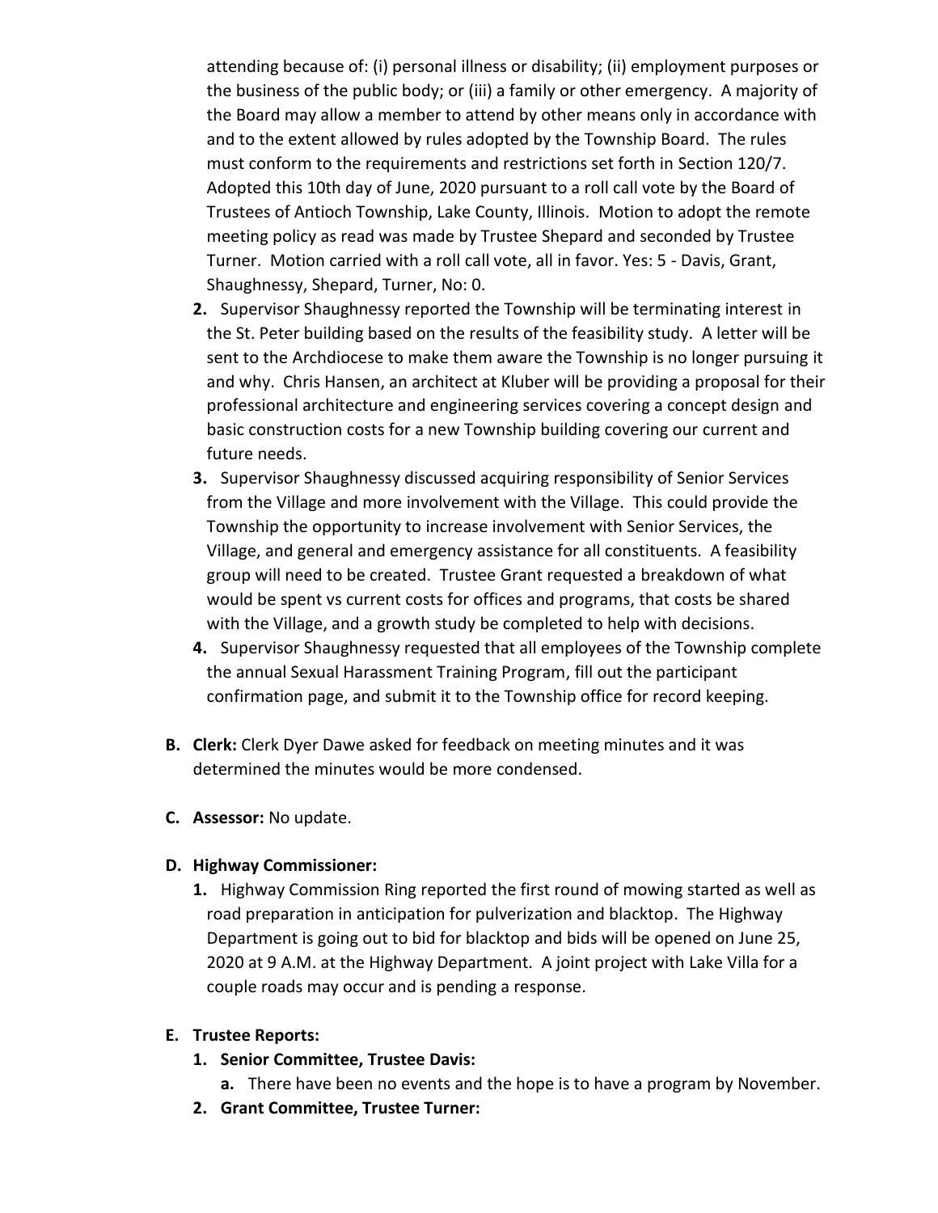attending because of: (i) personal illness or disability; (ii) employment purposes or the business of the public body; or (iii) a family or other emergency. A majority of the Board may allow a member to attend by other means only in accordance with and to the extent allowed by rules adopted by the Township Board. The rules must conform to the requirements and restrictions set forth in Section 120/7. Adopted this 10th day of June, 2020 pursuant to a roll call vote by the Board of Trustees of Antioch Township, Lake County, Illinois. Motion to adopt the remote meeting policy as read was made by Trustee Shepard and seconded by Trustee Turner. Motion carried with a roll call vote, all in favor. Yes: 5 - Davis, Grant, Shaughnessy, Shepard, Turner, No: 0.

2. Supervisor Shaughnessy reported the Township will be terminating interest in the St. Peter building based on the results of the feasibility study. A letter will be sent to the Archdiocese to make them aware the Township is no longer pursuing it and why. Chris Hansen, an architect at Kluber will be providing a proposal for their professional architecture and engineering services covering a concept design and basic construction costs for a new Township building covering our current and future needs.
3. Supervisor Shaughnessy discussed acquiring responsibility of Senior Services from the Village and more involvement with the Village. This could provide the Township the opportunity to increase involvement with Senior Services, the Village, and general and emergency assistance for all constituents. A feasibility group will need to be created. Trustee Grant requested a breakdown of what would be spent vs current costs for offices and programs, that costs be shared with the Village, and a growth study be completed to help with decisions.
4. Supervisor Shaughnessy requested that all employees of the Township complete the annual Sexual Harassment Training Program, fill out the participant confirmation page, and submit it to the Township office for record keeping.

**B. Clerk:** Clerk Dyer Dawe asked for feedback on meeting minutes and it was determined the minutes would be more condensed.

**C. Assessor:** No update.

**D. Highway Commissioner:**

1. Highway Commission Ring reported the first round of mowing started as well as road preparation in anticipation for pulverization and blacktop. The Highway Department is going out to bid for blacktop and bids will be opened on June 25, 2020 at 9 A.M. at the Highway Department. A joint project with Lake Villa for a couple roads may occur and is pending a response.

**E. Trustee Reports:**

1. **Senior Committee, Trustee Davis:**
   a. There have been no events and the hope is to have a program by November.
2. **Grant Committee, Trustee Turner:**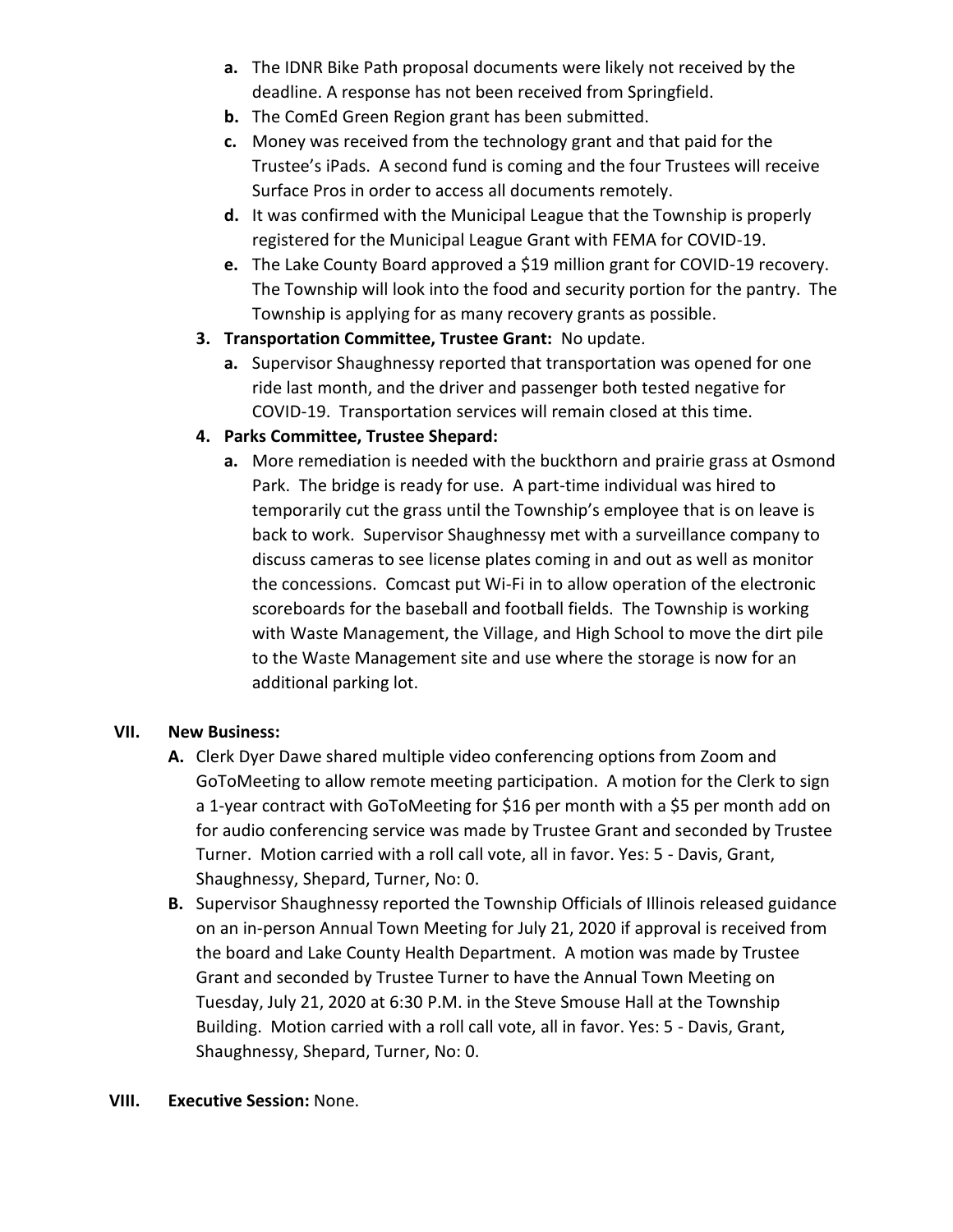- **a.** The IDNR Bike Path proposal documents were likely not received by the deadline. A response has not been received from Springfield.
   - **b.** The ComEd Green Region grant has been submitted.
   - **c.** Money was received from the technology grant and that paid for the Trustee's iPads. A second fund is coming and the four Trustees will receive Surface Pros in order to access all documents remotely.
   - **d.** It was confirmed with the Municipal League that the Township is properly registered for the Municipal League Grant with FEMA for COVID-19.
   - **e.** The Lake County Board approved a $19 million grant for COVID-19 recovery. The Township will look into the food and security portion for the pantry. The Township is applying for as many recovery grants as possible.

3. **Transportation Committee, Trustee Grant:** No update.
   - **a.** Supervisor Shaughnessy reported that transportation was opened for one ride last month, and the driver and passenger both tested negative for COVID-19. Transportation services will remain closed at this time.

4. **Parks Committee, Trustee Shepard:**
   - **a.** More remediation is needed with the buckthorn and prairie grass at Osmond Park. The bridge is ready for use. A part-time individual was hired to temporarily cut the grass until the Township's employee that is on leave is back to work. Supervisor Shaughnessy met with a surveillance company to discuss cameras to see license plates coming in and out as well as monitor the concessions. Comcast put Wi-Fi in to allow operation of the electronic scoreboards for the baseball and football fields. The Township is working with Waste Management, the Village, and High School to move the dirt pile to the Waste Management site and use where the storage is now for an additional parking lot.

**VII. New Business:**

- **A.** Clerk Dyer Dawe shared multiple video conferencing options from Zoom and GoToMeeting to allow remote meeting participation. A motion for the Clerk to sign a 1-year contract with GoToMeeting for $16 per month with a $5 per month add on for audio conferencing service was made by Trustee Grant and seconded by Trustee Turner. Motion carried with a roll call vote, all in favor. Yes: 5 - Davis, Grant, Shaughnessy, Shepard, Turner, No: 0.
- **B.** Supervisor Shaughnessy reported the Township Officials of Illinois released guidance on an in-person Annual Town Meeting for July 21, 2020 if approval is received from the board and Lake County Health Department. A motion was made by Trustee Grant and seconded by Trustee Turner to have the Annual Town Meeting on Tuesday, July 21, 2020 at 6:30 P.M. in the Steve Smouse Hall at the Township Building. Motion carried with a roll call vote, all in favor. Yes: 5 - Davis, Grant, Shaughnessy, Shepard, Turner, No: 0.

**VIII. Executive Session:** None.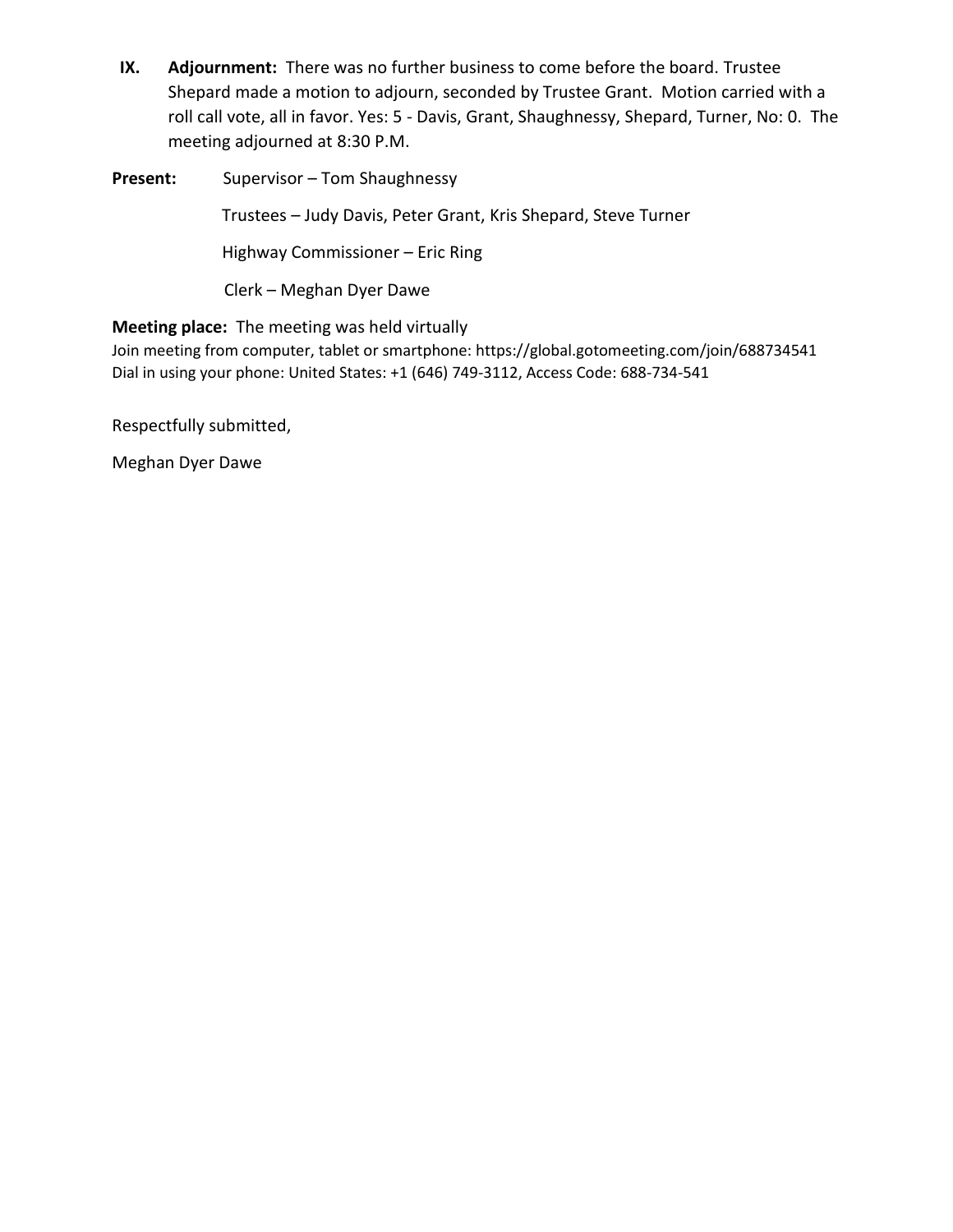**IX. Adjournment:** There was no further business to come before the board. Trustee Shepard made a motion to adjourn, seconded by Trustee Grant. Motion carried with a roll call vote, all in favor. Yes: 5 - Davis, Grant, Shaughnessy, Shepard, Turner, No: 0. The meeting adjourned at 8:30 P.M.

**Present:** Supervisor – Tom Shaughnessy

Trustees – Judy Davis, Peter Grant, Kris Shepard, Steve Turner

Highway Commissioner – Eric Ring

Clerk – Meghan Dyer Dawe

**Meeting place:** The meeting was held virtually

Join meeting from computer, tablet or smartphone: https://global.gotomeeting.com/join/688734541
Dial in using your phone: United States: +1 (646) 749-3112, Access Code: 688-734-541

Respectfully submitted,

Meghan Dyer Dawe